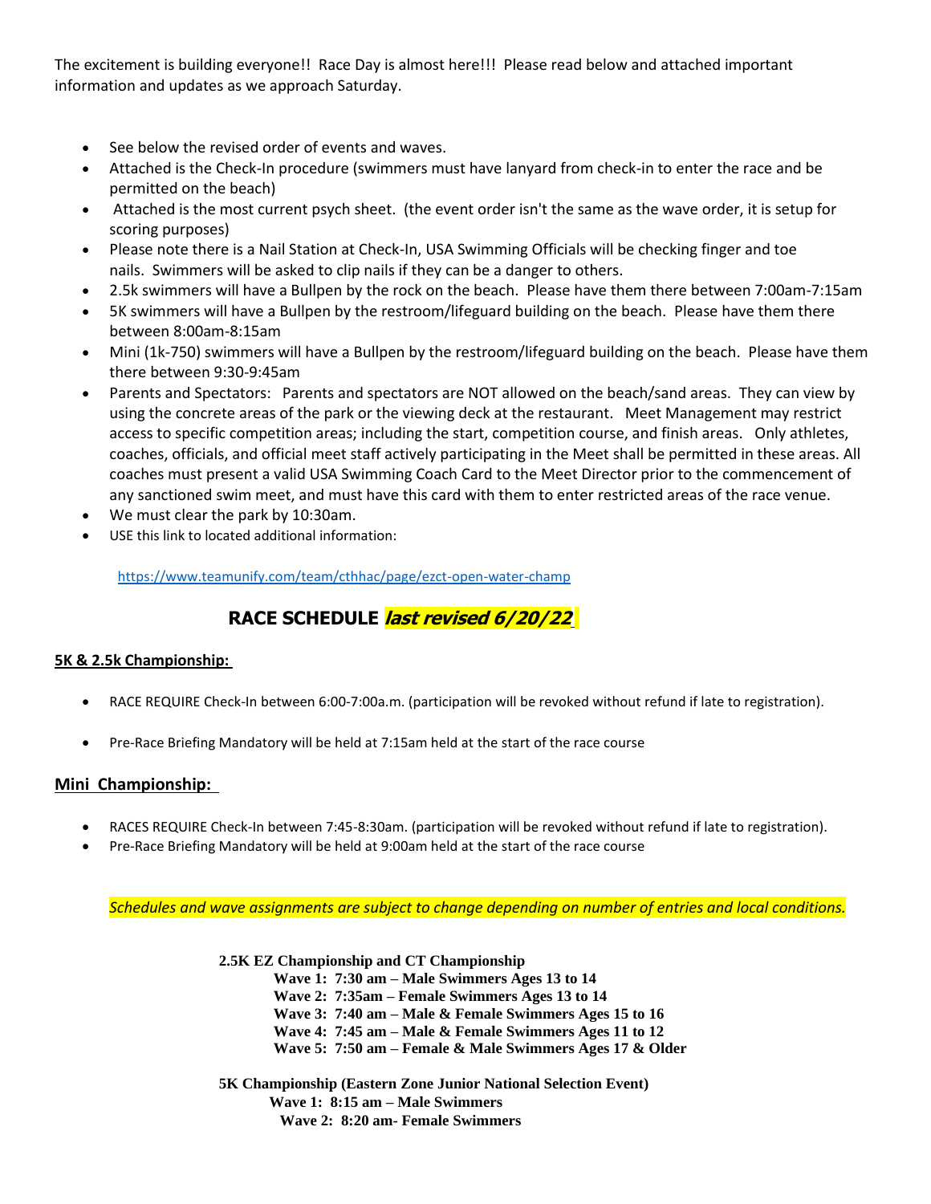The excitement is building everyone!! Race Day is almost here!!! Please read below and attached important information and updates as we approach Saturday.

- See below the revised order of events and waves.
- Attached is the Check-In procedure (swimmers must have lanyard from check-in to enter the race and be permitted on the beach)
- Attached is the most current psych sheet. (the event order isn't the same as the wave order, it is setup for scoring purposes)
- Please note there is a Nail Station at Check-In, USA Swimming Officials will be checking finger and toe nails. Swimmers will be asked to clip nails if they can be a danger to others.
- 2.5k swimmers will have a Bullpen by the rock on the beach. Please have them there between 7:00am-7:15am
- 5K swimmers will have a Bullpen by the restroom/lifeguard building on the beach. Please have them there between 8:00am-8:15am
- Mini (1k-750) swimmers will have a Bullpen by the restroom/lifeguard building on the beach. Please have them there between 9:30-9:45am
- Parents and Spectators: Parents and spectators are NOT allowed on the beach/sand areas. They can view by using the concrete areas of the park or the viewing deck at the restaurant. Meet Management may restrict access to specific competition areas; including the start, competition course, and finish areas. Only athletes, coaches, officials, and official meet staff actively participating in the Meet shall be permitted in these areas. All coaches must present a valid USA Swimming Coach Card to the Meet Director prior to the commencement of any sanctioned swim meet, and must have this card with them to enter restricted areas of the race venue.
- We must clear the park by 10:30am.
- USE this link to located additional information:

https://www.teamunify.com/team/cthhac/page/ezct-open-water-champ

## RACE SCHEDULE *last revised 6/20/22*

**5K & 2.5k Championship:**

- RACE REQUIRE Check-In between 6:00-7:00a.m. (participation will be revoked without refund if late to registration).
- Pre-Race Briefing Mandatory will be held at 7:15am held at the start of the race course

**Mini Championship:**

- RACES REQUIRE Check-In between 7:45-8:30am. (participation will be revoked without refund if late to registration).
- Pre-Race Briefing Mandatory will be held at 9:00am held at the start of the race course

*Schedules and wave assignments are subject to change depending on number of entries and local conditions.*

**2.5K EZ Championship and CT Championship**

- **Wave 1: 7:30 am – Male Swimmers Ages 13 to 14**
- **Wave 2: 7:35am – Female Swimmers Ages 13 to 14**
- **Wave 3: 7:40 am – Male & Female Swimmers Ages 15 to 16**
- **Wave 4: 7:45 am – Male & Female Swimmers Ages 11 to 12**
- **Wave 5: 7:50 am – Female & Male Swimmers Ages 17 & Older**

**5K Championship (Eastern Zone Junior National Selection Event)**

- **Wave 1: 8:15 am – Male Swimmers**
- **Wave 2: 8:20 am- Female Swimmers**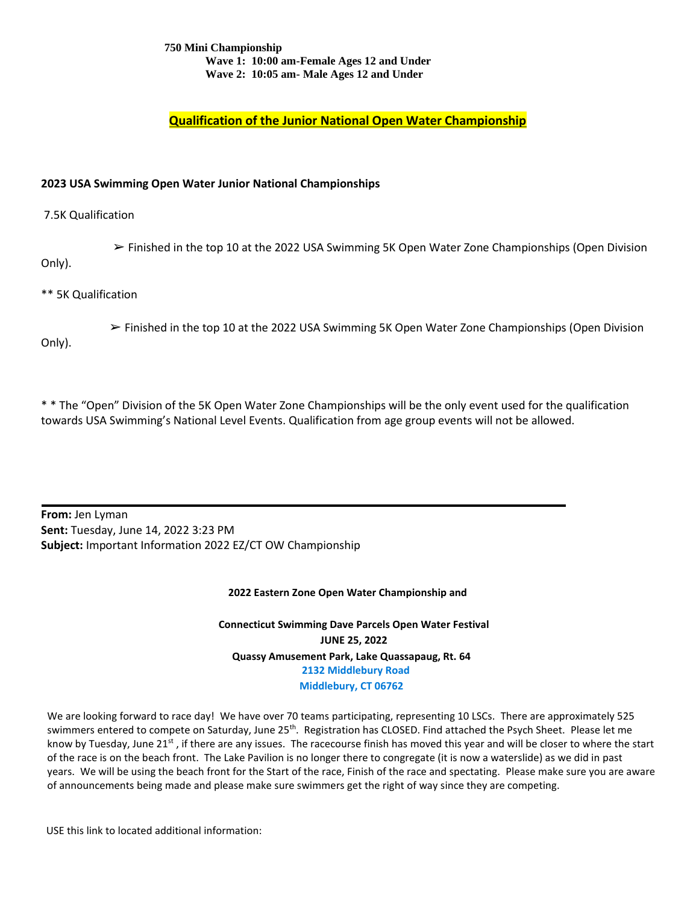**750 Mini Championship**

**Wave 1: 10:00 am-Female Ages 12 and Under**

**Wave 2: 10:05 am- Male Ages 12 and Under**

## Qualification of the Junior National Open Water Championship

**2023 USA Swimming Open Water Junior National Championships**

7.5K Qualification

- ➢ Finished in the top 10 at the 2022 USA Swimming 5K Open Water Zone Championships (Open Division Only).

** 5K Qualification

- ➢ Finished in the top 10 at the 2022 USA Swimming 5K Open Water Zone Championships (Open Division Only).

* * The "Open" Division of the 5K Open Water Zone Championships will be the only event used for the qualification towards USA Swimming's National Level Events. Qualification from age group events will not be allowed.

---

**From:** Jen Lyman
**Sent:** Tuesday, June 14, 2022 3:23 PM
**Subject:** Important Information 2022 EZ/CT OW Championship

**2022 Eastern Zone Open Water Championship and**

**Connecticut Swimming Dave Parcels Open Water Festival**
**JUNE 25, 2022**
**Quassy Amusement Park, Lake Quassapaug, Rt. 64**
**2132 Middlebury Road**
**Middlebury, CT 06762**

We are looking forward to race day! We have over 70 teams participating, representing 10 LSCs. There are approximately 525 swimmers entered to compete on Saturday, June 25th. Registration has CLOSED. Find attached the Psych Sheet. Please let me know by Tuesday, June 21st, if there are any issues. The racecourse finish has moved this year and will be closer to where the start of the race is on the beach front. The Lake Pavilion is no longer there to congregate (it is now a waterslide) as we did in past years. We will be using the beach front for the Start of the race, Finish of the race and spectating. Please make sure you are aware of announcements being made and please make sure swimmers get the right of way since they are competing.

USE this link to located additional information: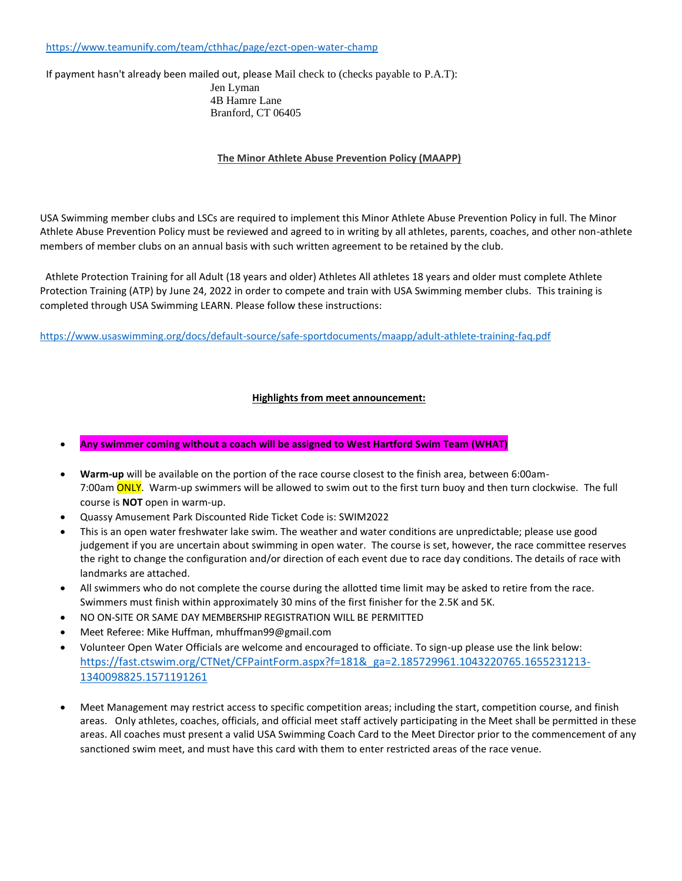https://www.teamunify.com/team/cthhac/page/ezct-open-water-champ

If payment hasn't already been mailed out, please Mail check to (checks payable to P.A.T):

Jen Lyman
4B Hamre Lane
Branford, CT 06405

**The Minor Athlete Abuse Prevention Policy (MAAPP)**

USA Swimming member clubs and LSCs are required to implement this Minor Athlete Abuse Prevention Policy in full. The Minor Athlete Abuse Prevention Policy must be reviewed and agreed to in writing by all athletes, parents, coaches, and other non-athlete members of member clubs on an annual basis with such written agreement to be retained by the club.

Athlete Protection Training for all Adult (18 years and older) Athletes All athletes 18 years and older must complete Athlete Protection Training (ATP) by June 24, 2022 in order to compete and train with USA Swimming member clubs. This training is completed through USA Swimming LEARN. Please follow these instructions:

https://www.usaswimming.org/docs/default-source/safe-sportdocuments/maapp/adult-athlete-training-faq.pdf

**Highlights from meet announcement:**

- **Any swimmer coming without a coach will be assigned to West Hartford Swim Team (WHAT)**
- **Warm-up** will be available on the portion of the race course closest to the finish area, between 6:00am-7:00am ONLY. Warm-up swimmers will be allowed to swim out to the first turn buoy and then turn clockwise. The full course is **NOT** open in warm-up.
- Quassy Amusement Park Discounted Ride Ticket Code is: SWIM2022
- This is an open water freshwater lake swim. The weather and water conditions are unpredictable; please use good judgement if you are uncertain about swimming in open water. The course is set, however, the race committee reserves the right to change the configuration and/or direction of each event due to race day conditions. The details of race with landmarks are attached.
- All swimmers who do not complete the course during the allotted time limit may be asked to retire from the race. Swimmers must finish within approximately 30 mins of the first finisher for the 2.5K and 5K.
- NO ON-SITE OR SAME DAY MEMBERSHIP REGISTRATION WILL BE PERMITTED
- Meet Referee: Mike Huffman, mhuffman99@gmail.com
- Volunteer Open Water Officials are welcome and encouraged to officiate. To sign-up please use the link below: https://fast.ctswim.org/CTNet/CFPaintForm.aspx?f=181&_ga=2.185729961.1043220765.1655231213-1340098825.1571191261
- Meet Management may restrict access to specific competition areas; including the start, competition course, and finish areas. Only athletes, coaches, officials, and official meet staff actively participating in the Meet shall be permitted in these areas. All coaches must present a valid USA Swimming Coach Card to the Meet Director prior to the commencement of any sanctioned swim meet, and must have this card with them to enter restricted areas of the race venue.